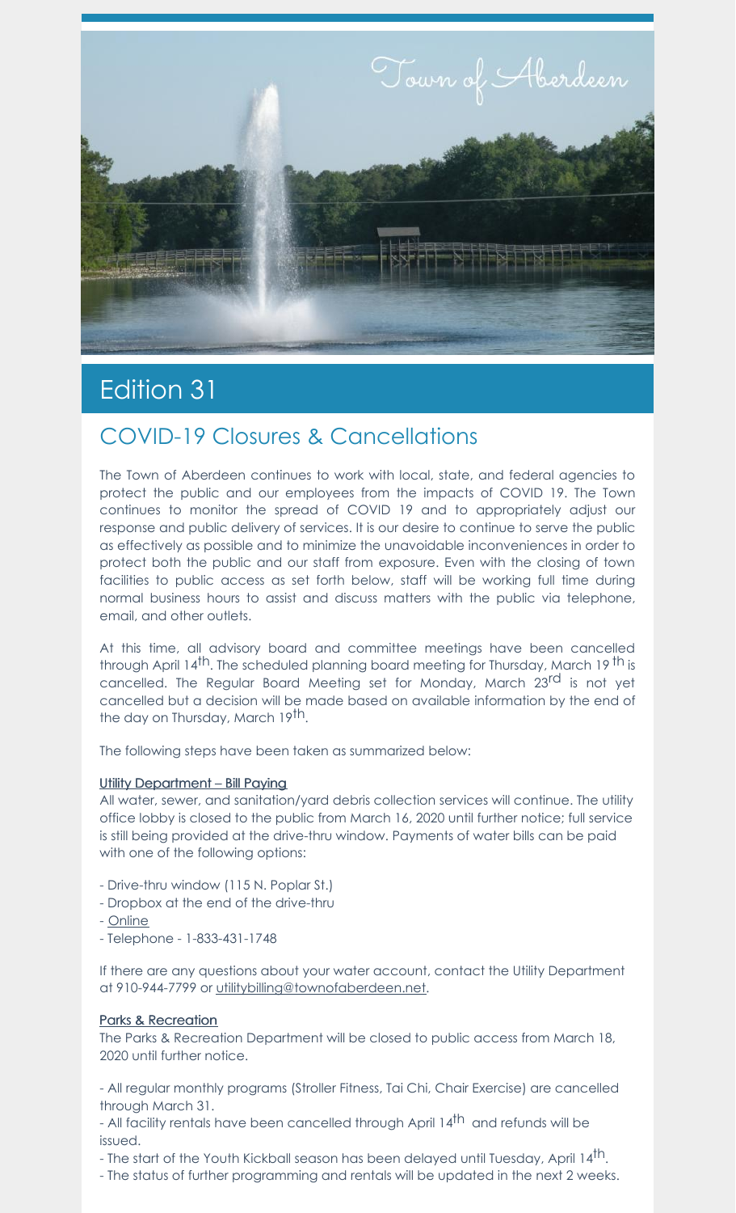Town of Aberdeen

# Edition 31

## COVID-19 Closures & Cancellations

The Town of Aberdeen continues to work with local, state, and federal agencies to protect the public and our employees from the impacts of COVID 19. The Town continues to monitor the spread of COVID 19 and to appropriately adjust our response and public delivery of services. It is our desire to continue to serve the public as effectively as possible and to minimize the unavoidable inconveniences in order to protect both the public and our staff from exposure. Even with the closing of town facilities to public access as set forth below, staff will be working full time during normal business hours to assist and discuss matters with the public via telephone, email, and other outlets.

At this time, all advisory board and committee meetings have been cancelled through April 14th. The scheduled planning board meeting for Thursday, March 19th is cancelled. The Regular Board Meeting set for Monday, March 23rd is not yet cancelled but a decision will be made based on available information by the end of the day on Thursday, March 19th.

The following steps have been taken as summarized below:

**Utility Department – Bill Paying**

All water, sewer, and sanitation/yard debris collection services will continue. The utility office lobby is closed to the public from March 16, 2020 until further notice; full service is still being provided at the drive-thru window. Payments of water bills can be paid with one of the following options:

- Drive-thru window (115 N. Poplar St.)
- Dropbox at the end of the drive-thru
- Online
- Telephone - 1-833-431-1748

If there are any questions about your water account, contact the Utility Department at 910-944-7799 or utilitybilling@townofaberdeen.net.

**Parks & Recreation**

The Parks & Recreation Department will be closed to public access from March 18, 2020 until further notice.

- All regular monthly programs (Stroller Fitness, Tai Chi, Chair Exercise) are cancelled through March 31.
- All facility rentals have been cancelled through April 14th and refunds will be issued.
- The start of the Youth Kickball season has been delayed until Tuesday, April 14th.
- The status of further programming and rentals will be updated in the next 2 weeks.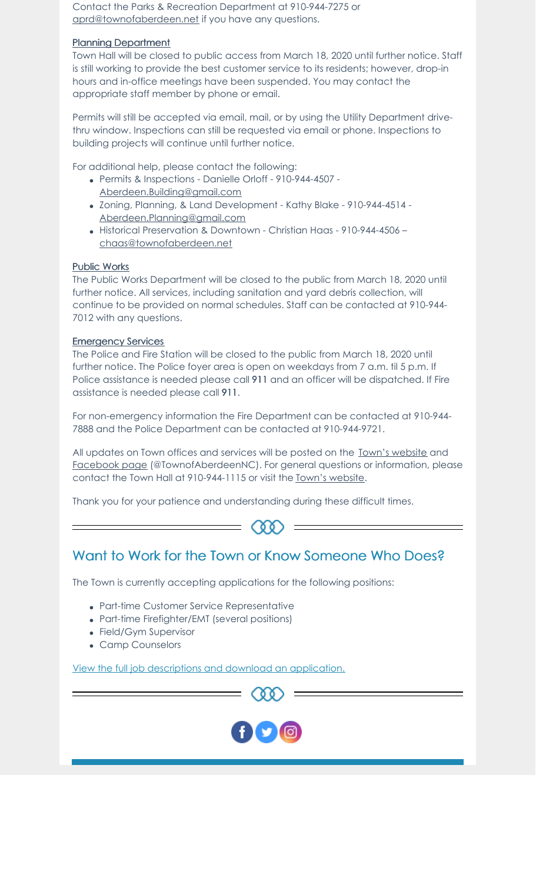Contact the Parks & Recreation Department at 910-944-7275 or aprd@townofaberdeen.net if you have any questions.

### Planning Department

Town Hall will be closed to public access from March 18, 2020 until further notice. Staff is still working to provide the best customer service to its residents; however, drop-in hours and in-office meetings have been suspended. You may contact the appropriate staff member by phone or email.

Permits will still be accepted via email, mail, or by using the Utility Department drive-thru window. Inspections can still be requested via email or phone. Inspections to building projects will continue until further notice.

For additional help, please contact the following:

- Permits & Inspections - Danielle Orloff - 910-944-4507 - Aberdeen.Building@gmail.com
- Zoning, Planning, & Land Development - Kathy Blake - 910-944-4514 - Aberdeen.Planning@gmail.com
- Historical Preservation & Downtown - Christian Haas - 910-944-4506 – chaas@townofaberdeen.net

### Public Works

The Public Works Department will be closed to the public from March 18, 2020 until further notice. All services, including sanitation and yard debris collection, will continue to be provided on normal schedules. Staff can be contacted at 910-944-7012 with any questions.

### Emergency Services

The Police and Fire Station will be closed to the public from March 18, 2020 until further notice. The Police foyer area is open on weekdays from 7 a.m. til 5 p.m. If Police assistance is needed please call 911 and an officer will be dispatched. If Fire assistance is needed please call 911.

For non-emergency information the Fire Department can be contacted at 910-944-7888 and the Police Department can be contacted at 910-944-9721.

All updates on Town offices and services will be posted on the Town's website and Facebook page (@TownofAberdeenNC). For general questions or information, please contact the Town Hall at 910-944-1115 or visit the Town's website.

Thank you for your patience and understanding during these difficult times.

## Want to Work for the Town or Know Someone Who Does?

The Town is currently accepting applications for the following positions:

- Part-time Customer Service Representative
- Part-time Firefighter/EMT (several positions)
- Field/Gym Supervisor
- Camp Counselors

View the full job descriptions and download an application.